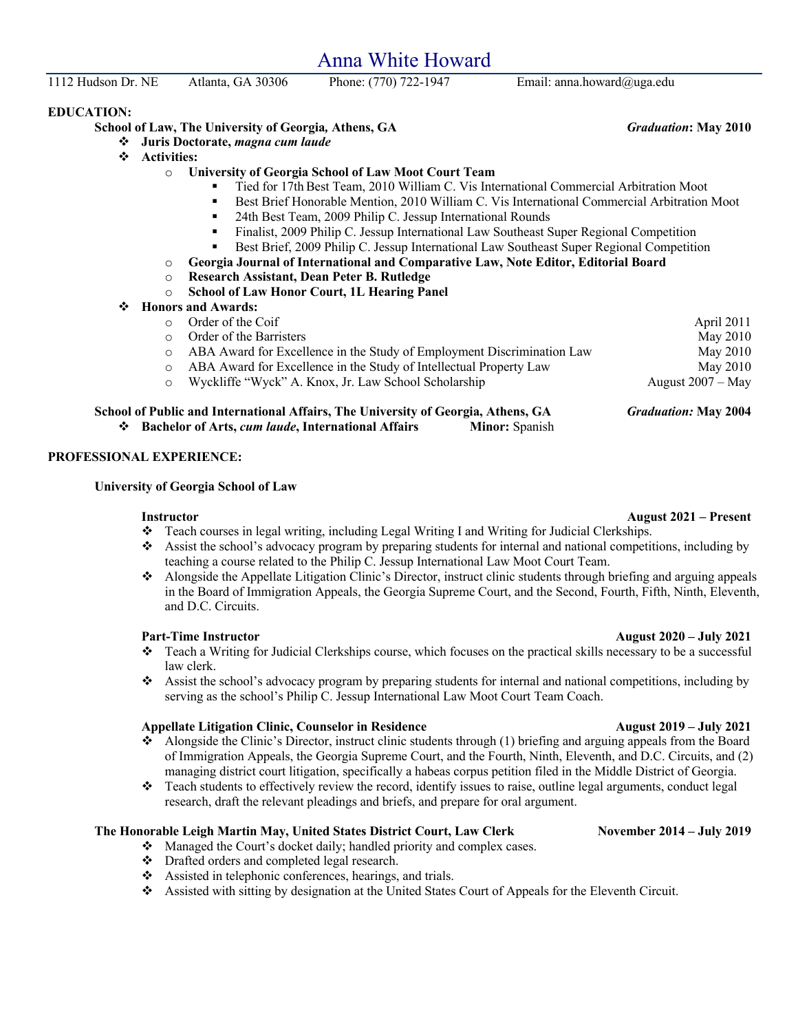# Anna White Howard

1112 Hudson Dr. NE Atlanta, GA 30306 Phone: (770) 722-1947 Email: anna.howard@uga.edu

## EDUCATION:

**School of Law, The University of Georgia, Athens, GA** — *Graduation*: **May 2010**

- **Juris Doctorate, *magna cum laude***
- **Activities:**
  - **University of Georgia School of Law Moot Court Team**
    - Tied for 17th Best Team, 2010 William C. Vis International Commercial Arbitration Moot
    - Best Brief Honorable Mention, 2010 William C. Vis International Commercial Arbitration Moot
    - 24th Best Team, 2009 Philip C. Jessup International Rounds
    - Finalist, 2009 Philip C. Jessup International Law Southeast Super Regional Competition
    - Best Brief, 2009 Philip C. Jessup International Law Southeast Super Regional Competition
  - **Georgia Journal of International and Comparative Law, Note Editor, Editorial Board**
  - **Research Assistant, Dean Peter B. Rutledge**
  - **School of Law Honor Court, 1L Hearing Panel**
- **Honors and Awards:**
  - Order of the Coif — April 2011
  - Order of the Barristers — May 2010
  - ABA Award for Excellence in the Study of Employment Discrimination Law — May 2010
  - ABA Award for Excellence in the Study of Intellectual Property Law — May 2010
  - Wyckliffe "Wyck" A. Knox, Jr. Law School Scholarship — August 2007 – May

**School of Public and International Affairs, The University of Georgia, Athens, GA** — *Graduation:* **May 2004**

- **Bachelor of Arts, *cum laude*, International Affairs** — **Minor:** Spanish

## PROFESSIONAL EXPERIENCE:

**University of Georgia School of Law**

**Instructor** — **August 2021 – Present**

- Teach courses in legal writing, including Legal Writing I and Writing for Judicial Clerkships.
- Assist the school's advocacy program by preparing students for internal and national competitions, including by teaching a course related to the Philip C. Jessup International Law Moot Court Team.
- Alongside the Appellate Litigation Clinic's Director, instruct clinic students through briefing and arguing appeals in the Board of Immigration Appeals, the Georgia Supreme Court, and the Second, Fourth, Fifth, Ninth, Eleventh, and D.C. Circuits.

**Part-Time Instructor** — **August 2020 – July 2021**

- Teach a Writing for Judicial Clerkships course, which focuses on the practical skills necessary to be a successful law clerk.
- Assist the school's advocacy program by preparing students for internal and national competitions, including by serving as the school's Philip C. Jessup International Law Moot Court Team Coach.

**Appellate Litigation Clinic, Counselor in Residence** — **August 2019 – July 2021**

- Alongside the Clinic's Director, instruct clinic students through (1) briefing and arguing appeals from the Board of Immigration Appeals, the Georgia Supreme Court, and the Fourth, Ninth, Eleventh, and D.C. Circuits, and (2) managing district court litigation, specifically a habeas corpus petition filed in the Middle District of Georgia.
- Teach students to effectively review the record, identify issues to raise, outline legal arguments, conduct legal research, draft the relevant pleadings and briefs, and prepare for oral argument.

**The Honorable Leigh Martin May, United States District Court, Law Clerk** — **November 2014 – July 2019**

- Managed the Court's docket daily; handled priority and complex cases.
- Drafted orders and completed legal research.
- Assisted in telephonic conferences, hearings, and trials.
- Assisted with sitting by designation at the United States Court of Appeals for the Eleventh Circuit.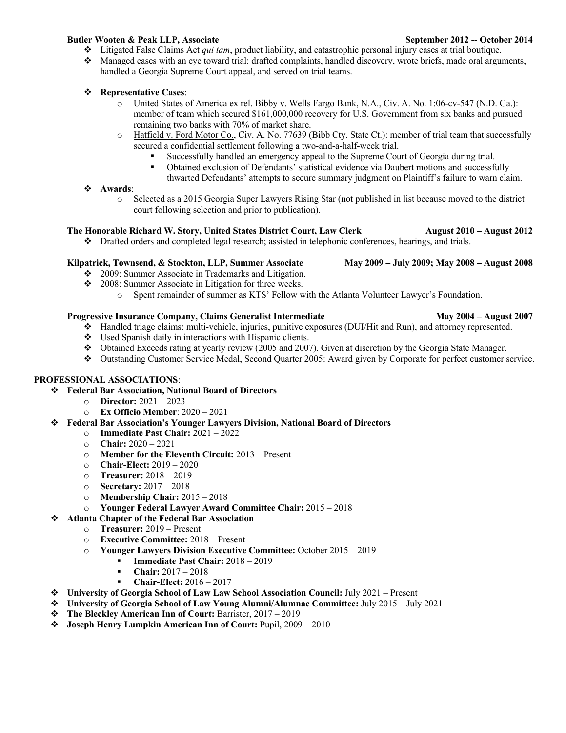**Butler Wooten & Peak LLP, Associate** **September 2012 -- October 2014**

- Litigated False Claims Act *qui tam*, product liability, and catastrophic personal injury cases at trial boutique.
- Managed cases with an eye toward trial: drafted complaints, handled discovery, wrote briefs, made oral arguments, handled a Georgia Supreme Court appeal, and served on trial teams.
- **Representative Cases**:
  - United States of America ex rel. Bibby v. Wells Fargo Bank, N.A., Civ. A. No. 1:06-cv-547 (N.D. Ga.): member of team which secured $161,000,000 recovery for U.S. Government from six banks and pursued remaining two banks with 70% of market share.
  - Hatfield v. Ford Motor Co., Civ. A. No. 77639 (Bibb Cty. State Ct.): member of trial team that successfully secured a confidential settlement following a two-and-a-half-week trial.
    - Successfully handled an emergency appeal to the Supreme Court of Georgia during trial.
    - Obtained exclusion of Defendants' statistical evidence via Daubert motions and successfully thwarted Defendants' attempts to secure summary judgment on Plaintiff's failure to warn claim.
- **Awards**:
  - Selected as a 2015 Georgia Super Lawyers Rising Star (not published in list because moved to the district court following selection and prior to publication).

**The Honorable Richard W. Story, United States District Court, Law Clerk** **August 2010 – August 2012**

- Drafted orders and completed legal research; assisted in telephonic conferences, hearings, and trials.

**Kilpatrick, Townsend, & Stockton, LLP, Summer Associate** **May 2009 – July 2009; May 2008 – August 2008**

- 2009: Summer Associate in Trademarks and Litigation.
- 2008: Summer Associate in Litigation for three weeks.
  - Spent remainder of summer as KTS' Fellow with the Atlanta Volunteer Lawyer's Foundation.

**Progressive Insurance Company, Claims Generalist Intermediate** **May 2004 – August 2007**

- Handled triage claims: multi-vehicle, injuries, punitive exposures (DUI/Hit and Run), and attorney represented.
- Used Spanish daily in interactions with Hispanic clients.
- Obtained Exceeds rating at yearly review (2005 and 2007). Given at discretion by the Georgia State Manager.
- Outstanding Customer Service Medal, Second Quarter 2005: Award given by Corporate for perfect customer service.

## PROFESSIONAL ASSOCIATIONS:

- **Federal Bar Association, National Board of Directors**
  - **Director:** 2021 – 2023
  - **Ex Officio Member**: 2020 – 2021
- **Federal Bar Association's Younger Lawyers Division, National Board of Directors**
  - **Immediate Past Chair:** 2021 – 2022
  - **Chair:** 2020 – 2021
  - **Member for the Eleventh Circuit:** 2013 – Present
  - **Chair-Elect:** 2019 – 2020
  - **Treasurer:** 2018 – 2019
  - **Secretary:** 2017 – 2018
  - **Membership Chair:** 2015 – 2018
  - **Younger Federal Lawyer Award Committee Chair:** 2015 – 2018
- **Atlanta Chapter of the Federal Bar Association**
  - **Treasurer:** 2019 – Present
  - **Executive Committee:** 2018 – Present
  - **Younger Lawyers Division Executive Committee:** October 2015 – 2019
    - **Immediate Past Chair:** 2018 – 2019
    - **Chair:** 2017 – 2018
    - **Chair-Elect:** 2016 – 2017
- **University of Georgia School of Law Law School Association Council:** July 2021 – Present
- **University of Georgia School of Law Young Alumni/Alumnae Committee:** July 2015 – July 2021
- **The Bleckley American Inn of Court:** Barrister, 2017 – 2019
- **Joseph Henry Lumpkin American Inn of Court:** Pupil, 2009 – 2010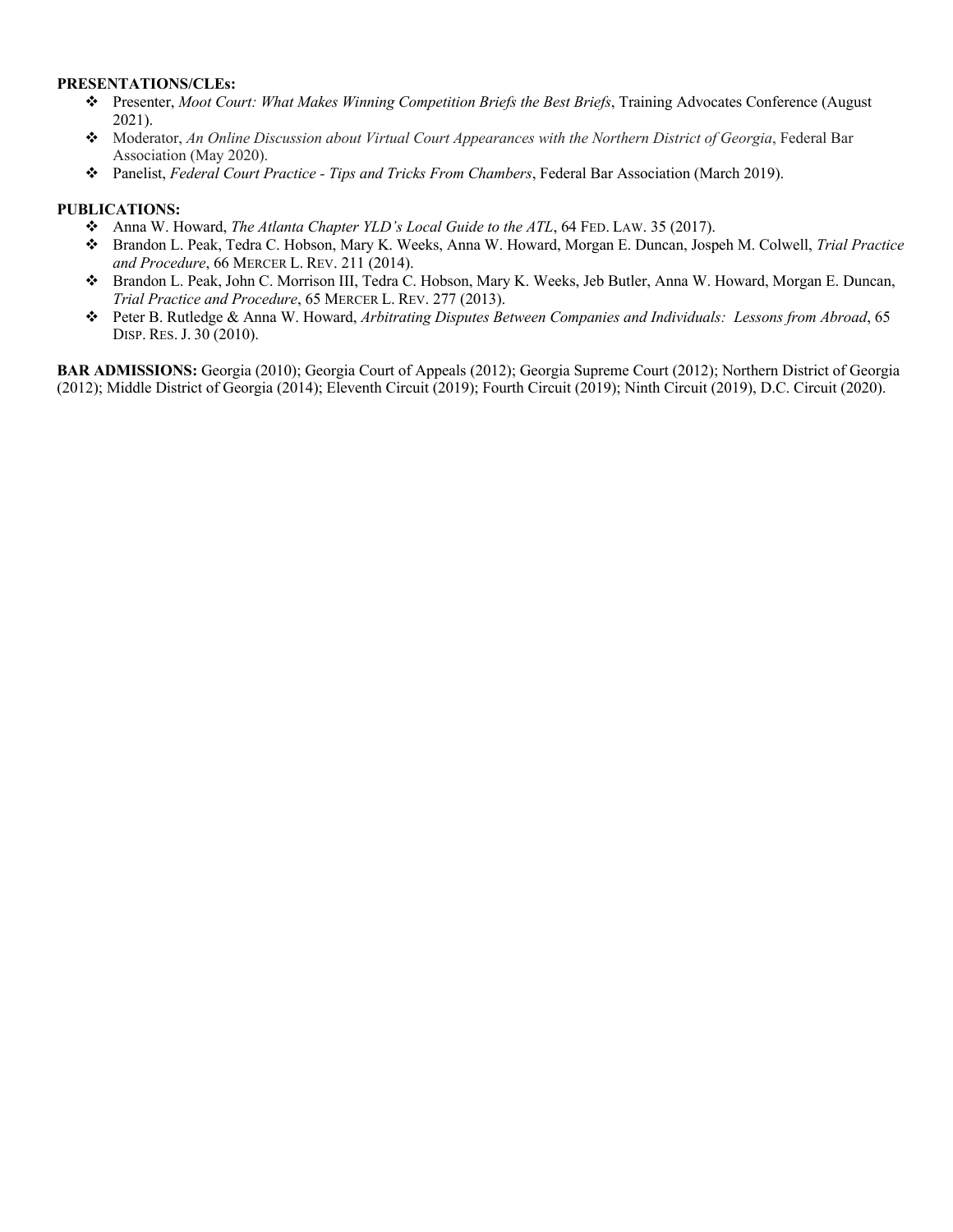**PRESENTATIONS/CLEs:**

- Presenter, *Moot Court: What Makes Winning Competition Briefs the Best Briefs*, Training Advocates Conference (August 2021).
- Moderator, *An Online Discussion about Virtual Court Appearances with the Northern District of Georgia*, Federal Bar Association (May 2020).
- Panelist, *Federal Court Practice - Tips and Tricks From Chambers*, Federal Bar Association (March 2019).

**PUBLICATIONS:**

- Anna W. Howard, *The Atlanta Chapter YLD's Local Guide to the ATL*, 64 FED. LAW. 35 (2017).
- Brandon L. Peak, Tedra C. Hobson, Mary K. Weeks, Anna W. Howard, Morgan E. Duncan, Jospeh M. Colwell, *Trial Practice and Procedure*, 66 MERCER L. REV. 211 (2014).
- Brandon L. Peak, John C. Morrison III, Tedra C. Hobson, Mary K. Weeks, Jeb Butler, Anna W. Howard, Morgan E. Duncan, *Trial Practice and Procedure*, 65 MERCER L. REV. 277 (2013).
- Peter B. Rutledge & Anna W. Howard, *Arbitrating Disputes Between Companies and Individuals: Lessons from Abroad*, 65 DISP. RES. J. 30 (2010).

**BAR ADMISSIONS:** Georgia (2010); Georgia Court of Appeals (2012); Georgia Supreme Court (2012); Northern District of Georgia (2012); Middle District of Georgia (2014); Eleventh Circuit (2019); Fourth Circuit (2019); Ninth Circuit (2019), D.C. Circuit (2020).